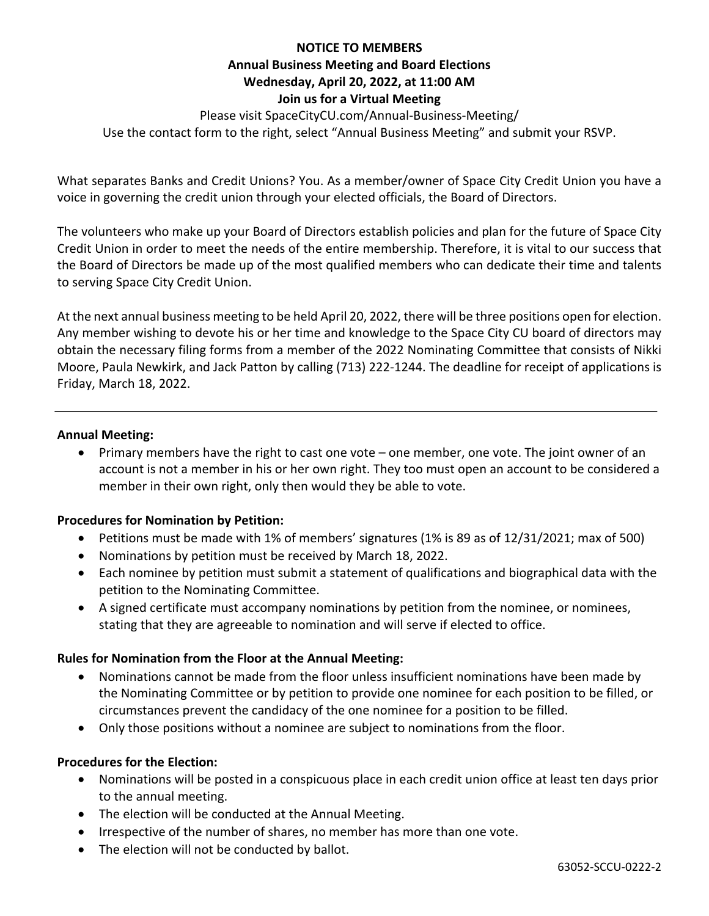# NOTICE TO MEMBERS

## Annual Business Meeting and Board Elections

### Wednesday, April 20, 2022, at 11:00 AM

### Join us for a Virtual Meeting

Please visit SpaceCityCU.com/Annual-Business-Meeting/

Use the contact form to the right, select "Annual Business Meeting" and submit your RSVP.

What separates Banks and Credit Unions? You. As a member/owner of Space City Credit Union you have a voice in governing the credit union through your elected officials, the Board of Directors.

The volunteers who make up your Board of Directors establish policies and plan for the future of Space City Credit Union in order to meet the needs of the entire membership. Therefore, it is vital to our success that the Board of Directors be made up of the most qualified members who can dedicate their time and talents to serving Space City Credit Union.

At the next annual business meeting to be held April 20, 2022, there will be three positions open for election. Any member wishing to devote his or her time and knowledge to the Space City CU board of directors may obtain the necessary filing forms from a member of the 2022 Nominating Committee that consists of Nikki Moore, Paula Newkirk, and Jack Patton by calling (713) 222-1244. The deadline for receipt of applications is Friday, March 18, 2022.

---

**Annual Meeting:**

- Primary members have the right to cast one vote – one member, one vote. The joint owner of an account is not a member in his or her own right. They too must open an account to be considered a member in their own right, only then would they be able to vote.

**Procedures for Nomination by Petition:**

- Petitions must be made with 1% of members' signatures (1% is 89 as of 12/31/2021; max of 500)
- Nominations by petition must be received by March 18, 2022.
- Each nominee by petition must submit a statement of qualifications and biographical data with the petition to the Nominating Committee.
- A signed certificate must accompany nominations by petition from the nominee, or nominees, stating that they are agreeable to nomination and will serve if elected to office.

**Rules for Nomination from the Floor at the Annual Meeting:**

- Nominations cannot be made from the floor unless insufficient nominations have been made by the Nominating Committee or by petition to provide one nominee for each position to be filled, or circumstances prevent the candidacy of the one nominee for a position to be filled.
- Only those positions without a nominee are subject to nominations from the floor.

**Procedures for the Election:**

- Nominations will be posted in a conspicuous place in each credit union office at least ten days prior to the annual meeting.
- The election will be conducted at the Annual Meeting.
- Irrespective of the number of shares, no member has more than one vote.
- The election will not be conducted by ballot.

63052-SCCU-0222-2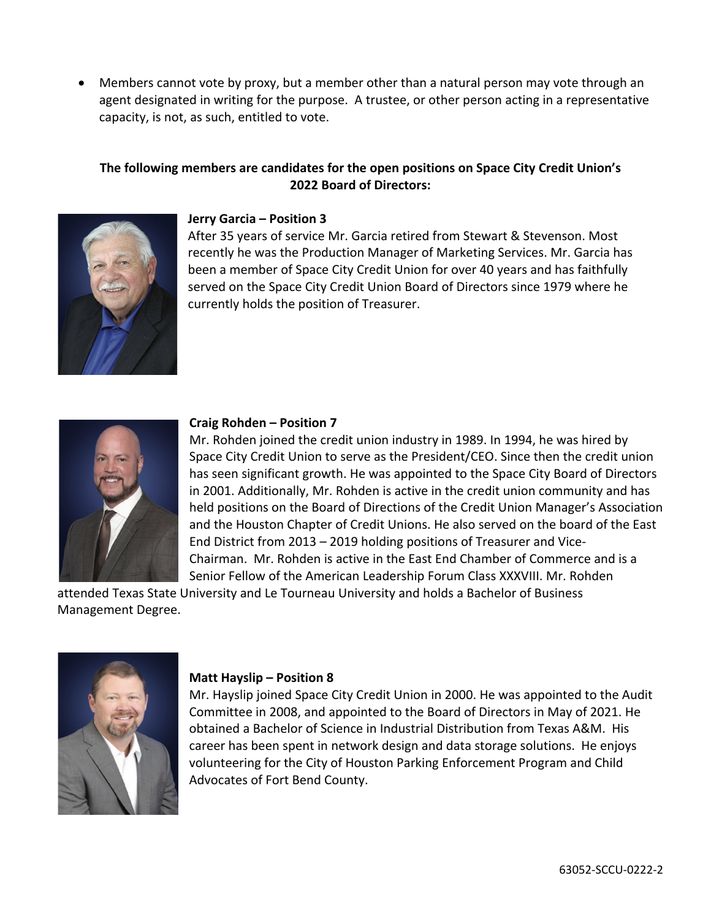- Members cannot vote by proxy, but a member other than a natural person may vote through an agent designated in writing for the purpose. A trustee, or other person acting in a representative capacity, is not, as such, entitled to vote.

**The following members are candidates for the open positions on Space City Credit Union's 2022 Board of Directors:**

**Jerry Garcia – Position 3**

After 35 years of service Mr. Garcia retired from Stewart & Stevenson. Most recently he was the Production Manager of Marketing Services. Mr. Garcia has been a member of Space City Credit Union for over 40 years and has faithfully served on the Space City Credit Union Board of Directors since 1979 where he currently holds the position of Treasurer.

**Craig Rohden – Position 7**

Mr. Rohden joined the credit union industry in 1989. In 1994, he was hired by Space City Credit Union to serve as the President/CEO. Since then the credit union has seen significant growth. He was appointed to the Space City Board of Directors in 2001. Additionally, Mr. Rohden is active in the credit union community and has held positions on the Board of Directions of the Credit Union Manager's Association and the Houston Chapter of Credit Unions. He also served on the board of the East End District from 2013 – 2019 holding positions of Treasurer and Vice-Chairman. Mr. Rohden is active in the East End Chamber of Commerce and is a Senior Fellow of the American Leadership Forum Class XXXVIII. Mr. Rohden attended Texas State University and Le Tourneau University and holds a Bachelor of Business Management Degree.

**Matt Hayslip – Position 8**

Mr. Hayslip joined Space City Credit Union in 2000. He was appointed to the Audit Committee in 2008, and appointed to the Board of Directors in May of 2021. He obtained a Bachelor of Science in Industrial Distribution from Texas A&M. His career has been spent in network design and data storage solutions. He enjoys volunteering for the City of Houston Parking Enforcement Program and Child Advocates of Fort Bend County.

63052-SCCU-0222-2